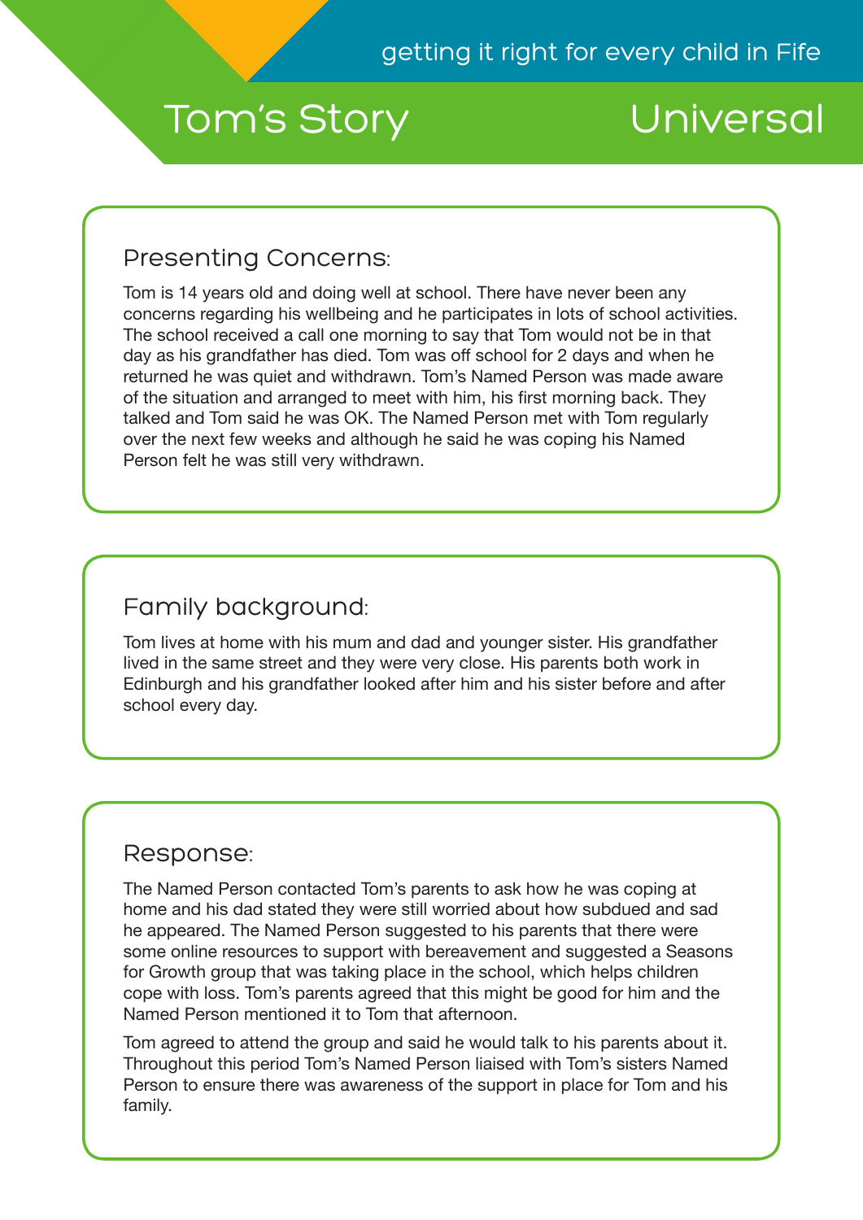getting it right for every child in Fife

# Tom's Story

Universal

## Presenting Concerns:

Tom is 14 years old and doing well at school. There have never been any concerns regarding his wellbeing and he participates in lots of school activities. The school received a call one morning to say that Tom would not be in that day as his grandfather has died. Tom was off school for 2 days and when he returned he was quiet and withdrawn. Tom's Named Person was made aware of the situation and arranged to meet with him, his first morning back. They talked and Tom said he was OK. The Named Person met with Tom regularly over the next few weeks and although he said he was coping his Named Person felt he was still very withdrawn.

## Family background:

Tom lives at home with his mum and dad and younger sister. His grandfather lived in the same street and they were very close. His parents both work in Edinburgh and his grandfather looked after him and his sister before and after school every day.

## Response:

The Named Person contacted Tom's parents to ask how he was coping at home and his dad stated they were still worried about how subdued and sad he appeared. The Named Person suggested to his parents that there were some online resources to support with bereavement and suggested a Seasons for Growth group that was taking place in the school, which helps children cope with loss. Tom's parents agreed that this might be good for him and the Named Person mentioned it to Tom that afternoon.

Tom agreed to attend the group and said he would talk to his parents about it. Throughout this period Tom's Named Person liaised with Tom's sisters Named Person to ensure there was awareness of the support in place for Tom and his family.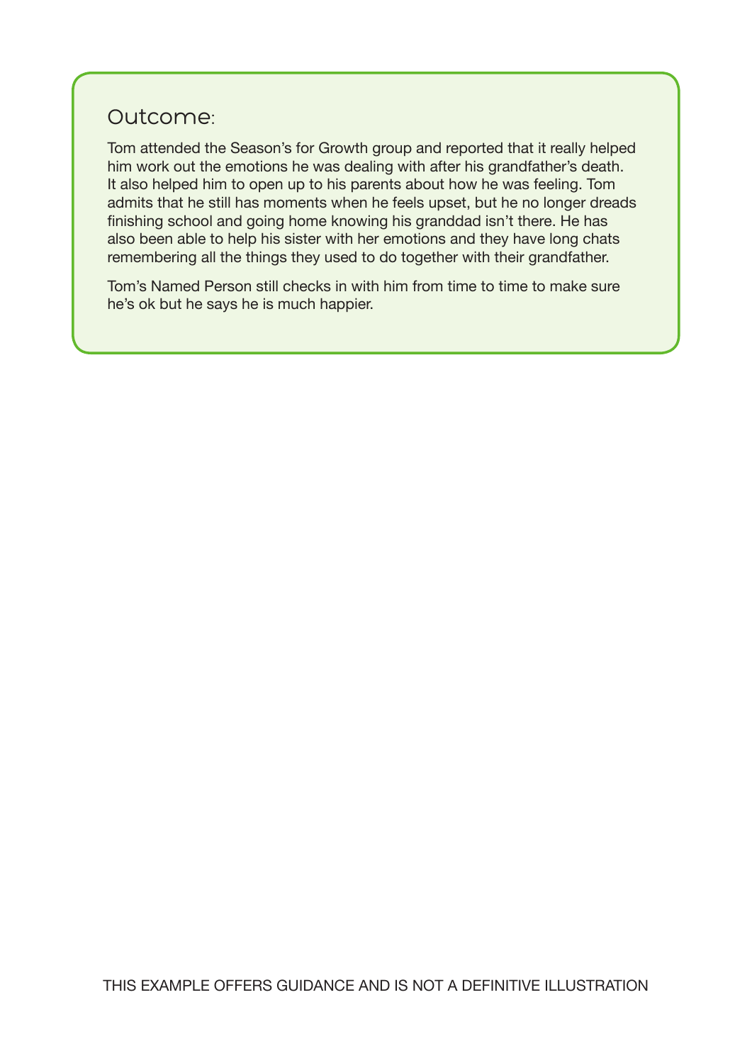## Outcome:

Tom attended the Season's for Growth group and reported that it really helped him work out the emotions he was dealing with after his grandfather's death. It also helped him to open up to his parents about how he was feeling. Tom admits that he still has moments when he feels upset, but he no longer dreads finishing school and going home knowing his granddad isn't there. He has also been able to help his sister with her emotions and they have long chats remembering all the things they used to do together with their grandfather.

Tom's Named Person still checks in with him from time to time to make sure he's ok but he says he is much happier.

THIS EXAMPLE OFFERS GUIDANCE AND IS NOT A DEFINITIVE ILLUSTRATION